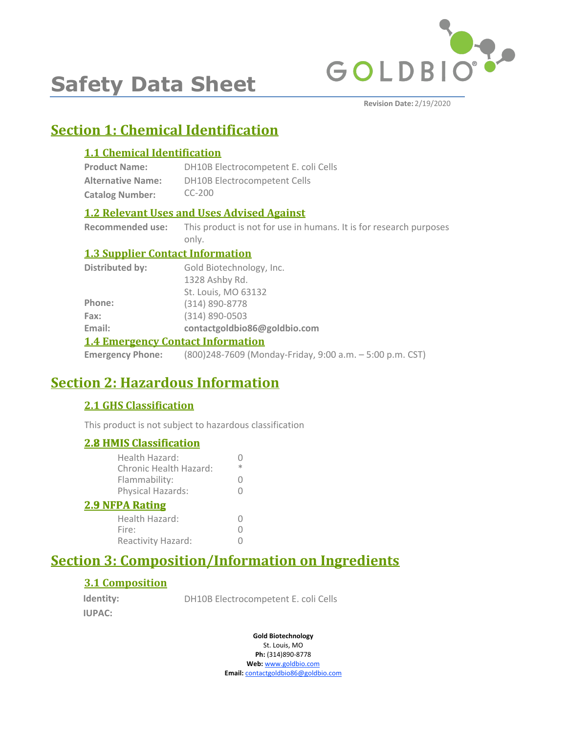# Safety Data Sheet

**Revision Date:** 2/19/2020

## Section 1: Chemical Identification

### 1.1 Chemical Identification

**Product Name:** DH10B Electrocompetent E. coli Cells
**Alternative Name:** DH10B Electrocompetent Cells
**Catalog Number:** CC-200

### 1.2 Relevant Uses and Uses Advised Against

**Recommended use:** This product is not for use in humans. It is for research purposes only.

### 1.3 Supplier Contact Information

**Distributed by:** Gold Biotechnology, Inc.
1328 Ashby Rd.
St. Louis, MO 63132
**Phone:** (314) 890-8778
**Fax:** (314) 890-0503
**Email:** **contactgoldbio86@goldbio.com**

### 1.4 Emergency Contact Information

**Emergency Phone:** (800)248-7609 (Monday-Friday, 9:00 a.m. – 5:00 p.m. CST)

## Section 2: Hazardous Information

### 2.1 GHS Classification

This product is not subject to hazardous classification

### 2.8 HMIS Classification

| | |
|---|---|
| Health Hazard: | 0 |
| Chronic Health Hazard: | * |
| Flammability: | 0 |
| Physical Hazards: | 0 |

### 2.9 NFPA Rating

| | |
|---|---|
| Health Hazard: | 0 |
| Fire: | 0 |
| Reactivity Hazard: | 0 |

## Section 3: Composition/Information on Ingredients

### 3.1 Composition

**Identity:** DH10B Electrocompetent E. coli Cells
**IUPAC:**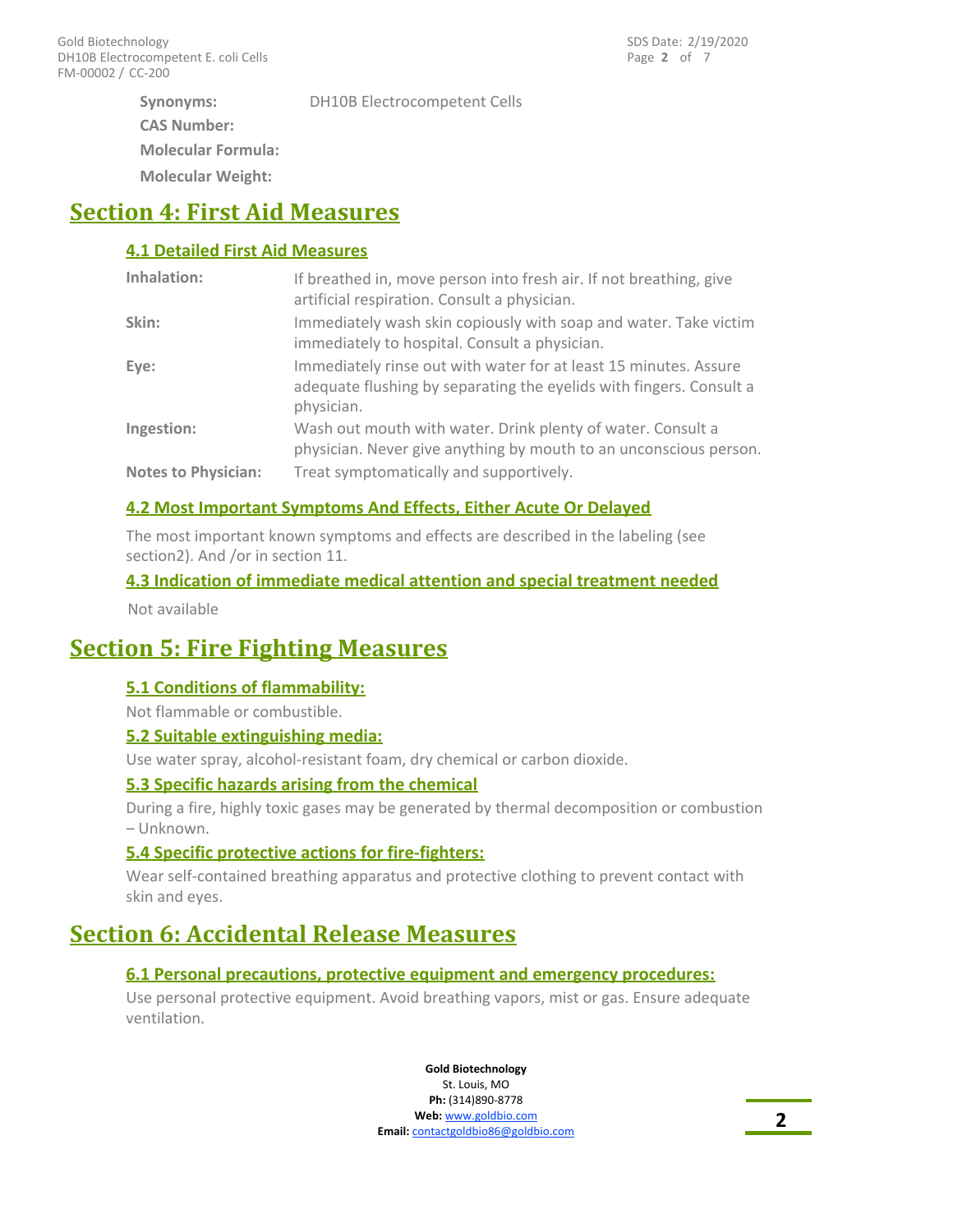**Synonyms:** DH10B Electrocompetent Cells

**CAS Number:**

**Molecular Formula:**

**Molecular Weight:**

# Section 4: First Aid Measures

## 4.1 Detailed First Aid Measures

| | |
|---|---|
| **Inhalation:** | If breathed in, move person into fresh air. If not breathing, give artificial respiration. Consult a physician. |
| **Skin:** | Immediately wash skin copiously with soap and water. Take victim immediately to hospital. Consult a physician. |
| **Eye:** | Immediately rinse out with water for at least 15 minutes. Assure adequate flushing by separating the eyelids with fingers. Consult a physician. |
| **Ingestion:** | Wash out mouth with water. Drink plenty of water. Consult a physician. Never give anything by mouth to an unconscious person. |
| **Notes to Physician:** | Treat symptomatically and supportively. |

## 4.2 Most Important Symptoms And Effects, Either Acute Or Delayed

The most important known symptoms and effects are described in the labeling (see section2). And /or in section 11.

## 4.3 Indication of immediate medical attention and special treatment needed

Not available

# Section 5: Fire Fighting Measures

## 5.1 Conditions of flammability:

Not flammable or combustible.

## 5.2 Suitable extinguishing media:

Use water spray, alcohol-resistant foam, dry chemical or carbon dioxide.

## 5.3 Specific hazards arising from the chemical

During a fire, highly toxic gases may be generated by thermal decomposition or combustion – Unknown.

## 5.4 Specific protective actions for fire-fighters:

Wear self-contained breathing apparatus and protective clothing to prevent contact with skin and eyes.

# Section 6: Accidental Release Measures

## 6.1 Personal precautions, protective equipment and emergency procedures:

Use personal protective equipment. Avoid breathing vapors, mist or gas. Ensure adequate ventilation.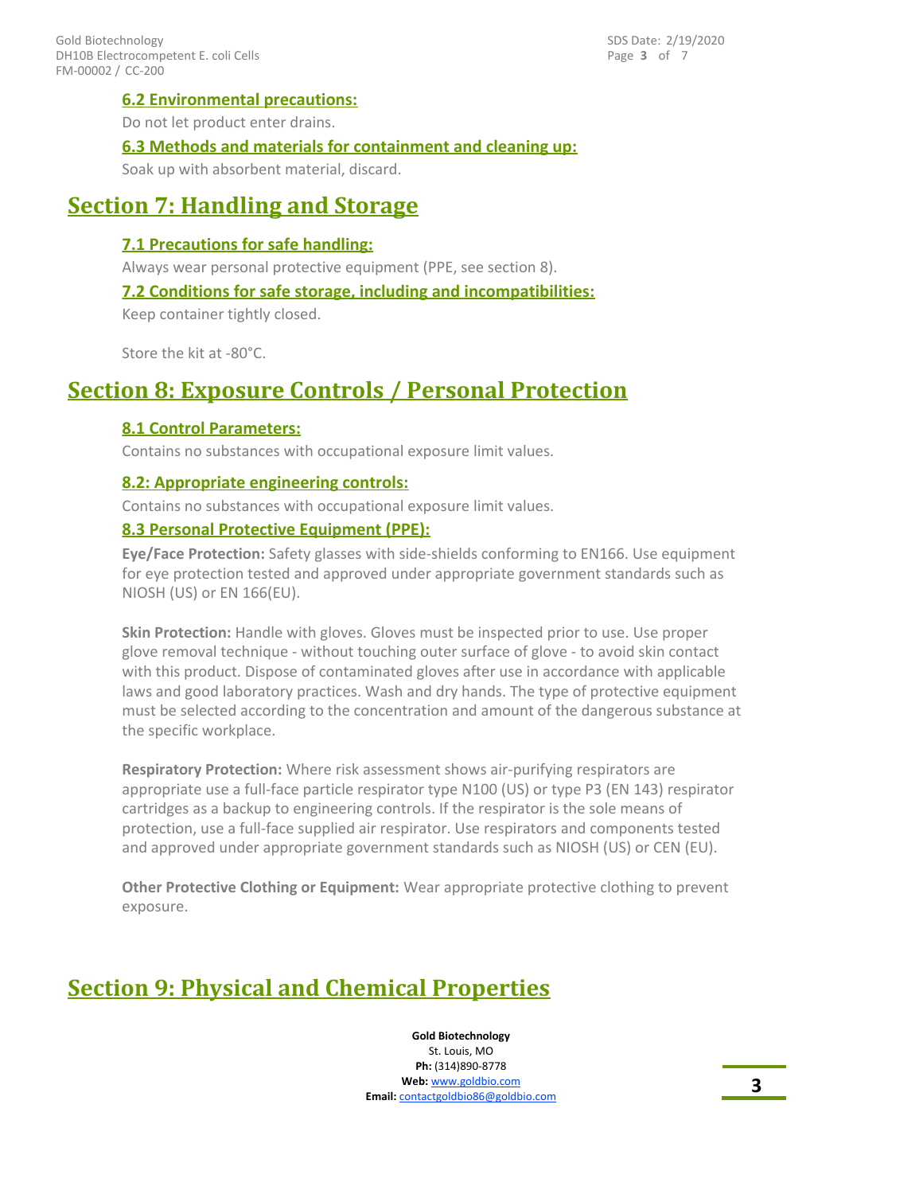### 6.2 Environmental precautions:

Do not let product enter drains.

### 6.3 Methods and materials for containment and cleaning up:

Soak up with absorbent material, discard.

## Section 7: Handling and Storage

### 7.1 Precautions for safe handling:

Always wear personal protective equipment (PPE, see section 8).

### 7.2 Conditions for safe storage, including and incompatibilities:

Keep container tightly closed.

Store the kit at -80°C.

## Section 8: Exposure Controls / Personal Protection

### 8.1 Control Parameters:

Contains no substances with occupational exposure limit values.

### 8.2: Appropriate engineering controls:

Contains no substances with occupational exposure limit values.

### 8.3 Personal Protective Equipment (PPE):

**Eye/Face Protection:** Safety glasses with side-shields conforming to EN166. Use equipment for eye protection tested and approved under appropriate government standards such as NIOSH (US) or EN 166(EU).

**Skin Protection:** Handle with gloves. Gloves must be inspected prior to use. Use proper glove removal technique - without touching outer surface of glove - to avoid skin contact with this product. Dispose of contaminated gloves after use in accordance with applicable laws and good laboratory practices. Wash and dry hands. The type of protective equipment must be selected according to the concentration and amount of the dangerous substance at the specific workplace.

**Respiratory Protection:** Where risk assessment shows air-purifying respirators are appropriate use a full-face particle respirator type N100 (US) or type P3 (EN 143) respirator cartridges as a backup to engineering controls. If the respirator is the sole means of protection, use a full-face supplied air respirator. Use respirators and components tested and approved under appropriate government standards such as NIOSH (US) or CEN (EU).

**Other Protective Clothing or Equipment:** Wear appropriate protective clothing to prevent exposure.

## Section 9: Physical and Chemical Properties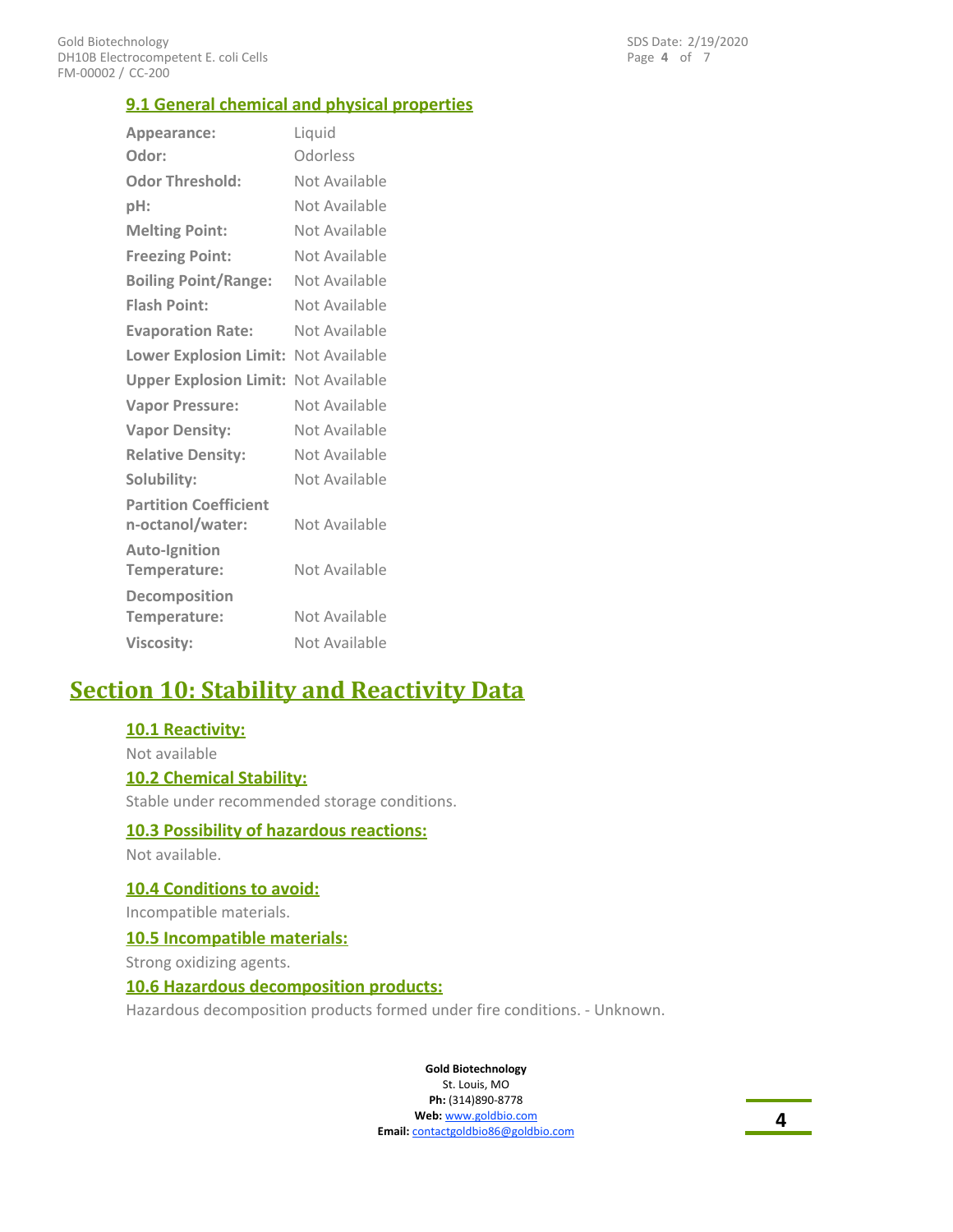### 9.1 General chemical and physical properties

| Property | Value |
|---|---|
| **Appearance:** | Liquid |
| **Odor:** | Odorless |
| **Odor Threshold:** | Not Available |
| **pH:** | Not Available |
| **Melting Point:** | Not Available |
| **Freezing Point:** | Not Available |
| **Boiling Point/Range:** | Not Available |
| **Flash Point:** | Not Available |
| **Evaporation Rate:** | Not Available |
| **Lower Explosion Limit:** | Not Available |
| **Upper Explosion Limit:** | Not Available |
| **Vapor Pressure:** | Not Available |
| **Vapor Density:** | Not Available |
| **Relative Density:** | Not Available |
| **Solubility:** | Not Available |
| **Partition Coefficient n-octanol/water:** | Not Available |
| **Auto-Ignition Temperature:** | Not Available |
| **Decomposition Temperature:** | Not Available |
| **Viscosity:** | Not Available |

## Section 10: Stability and Reactivity Data

### 10.1 Reactivity:

Not available

### 10.2 Chemical Stability:

Stable under recommended storage conditions.

### 10.3 Possibility of hazardous reactions:

Not available.

### 10.4 Conditions to avoid:

Incompatible materials.

### 10.5 Incompatible materials:

Strong oxidizing agents.

### 10.6 Hazardous decomposition products:

Hazardous decomposition products formed under fire conditions. - Unknown.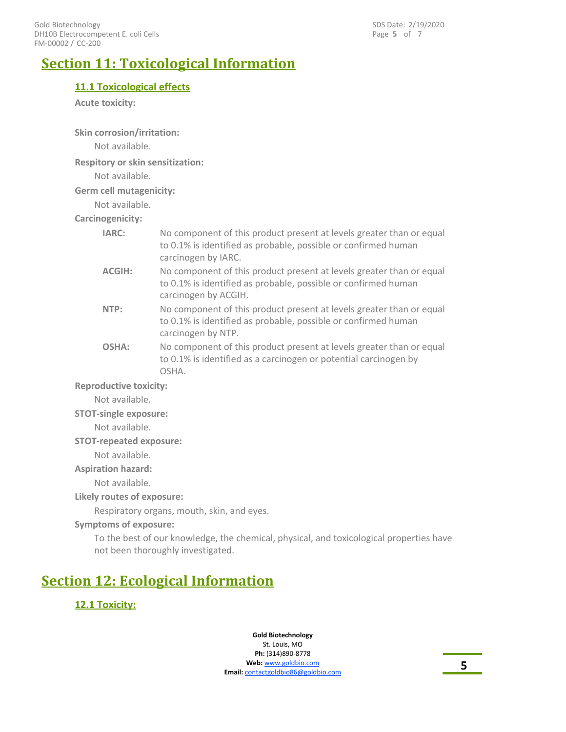# Section 11: Toxicological Information

## 11.1 Toxicological effects

**Acute toxicity:**

**Skin corrosion/irritation:**

Not available.

**Respitory or skin sensitization:**

Not available.

**Germ cell mutagenicity:**

Not available.

**Carcinogenicity:**

| | |
|---|---|
| **IARC:** | No component of this product present at levels greater than or equal to 0.1% is identified as probable, possible or confirmed human carcinogen by IARC. |
| **ACGIH:** | No component of this product present at levels greater than or equal to 0.1% is identified as probable, possible or confirmed human carcinogen by ACGIH. |
| **NTP:** | No component of this product present at levels greater than or equal to 0.1% is identified as probable, possible or confirmed human carcinogen by NTP. |
| **OSHA:** | No component of this product present at levels greater than or equal to 0.1% is identified as a carcinogen or potential carcinogen by OSHA. |

**Reproductive toxicity:**

Not available.

**STOT-single exposure:**

Not available.

**STOT-repeated exposure:**

Not available.

**Aspiration hazard:**

Not available.

**Likely routes of exposure:**

Respiratory organs, mouth, skin, and eyes.

**Symptoms of exposure:**

To the best of our knowledge, the chemical, physical, and toxicological properties have not been thoroughly investigated.

# Section 12: Ecological Information

## 12.1 Toxicity: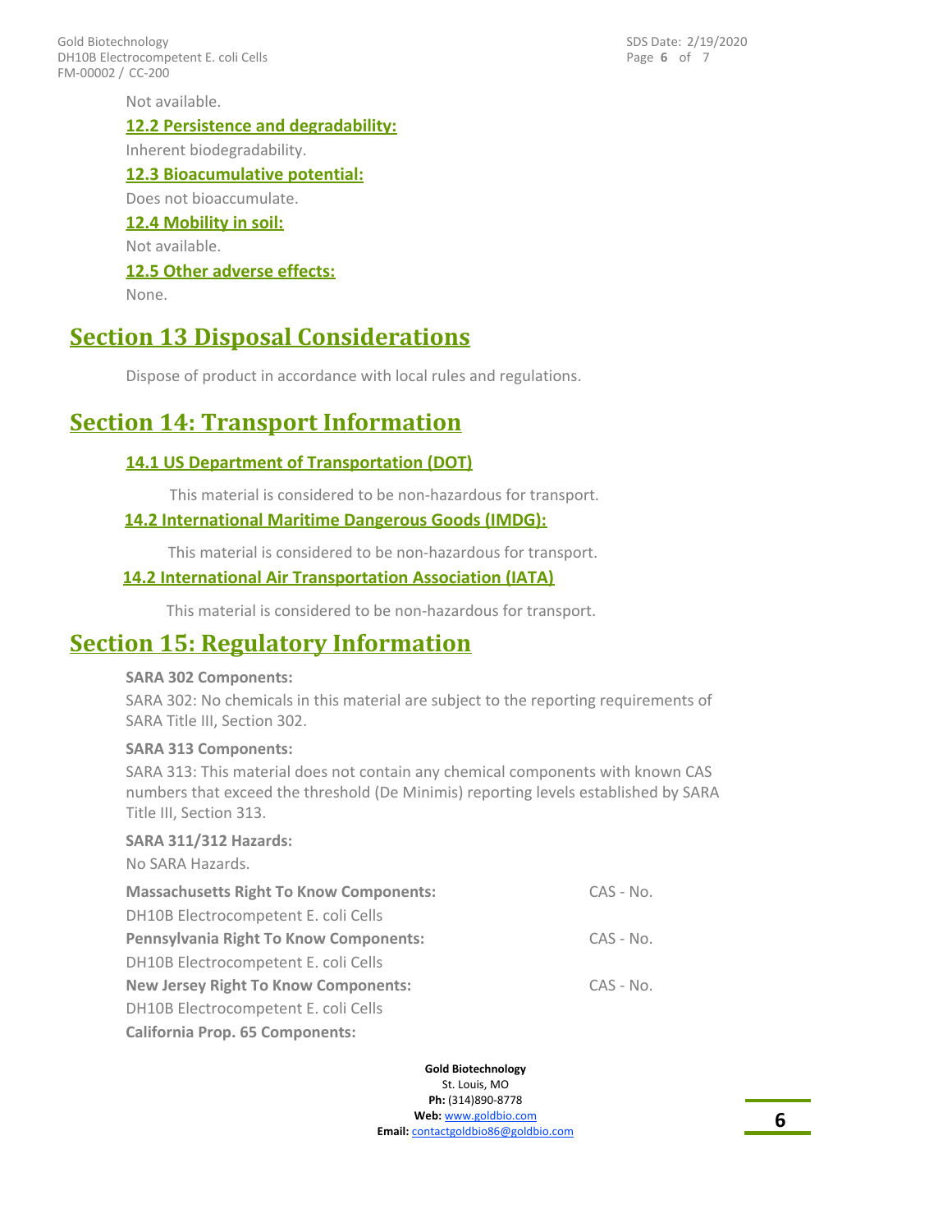Not available.

### 12.2 Persistence and degradability:

Inherent biodegradability.

### 12.3 Bioacumulative potential:

Does not bioaccumulate.

### 12.4 Mobility in soil:

Not available.

### 12.5 Other adverse effects:

None.

## Section 13 Disposal Considerations

Dispose of product in accordance with local rules and regulations.

## Section 14: Transport Information

### 14.1 US Department of Transportation (DOT)

This material is considered to be non-hazardous for transport.

### 14.2 International Maritime Dangerous Goods (IMDG):

This material is considered to be non-hazardous for transport.

### 14.2 International Air Transportation Association (IATA)

This material is considered to be non-hazardous for transport.

## Section 15: Regulatory Information

**SARA 302 Components:**

SARA 302: No chemicals in this material are subject to the reporting requirements of SARA Title III, Section 302.

**SARA 313 Components:**

SARA 313: This material does not contain any chemical components with known CAS numbers that exceed the threshold (De Minimis) reporting levels established by SARA Title III, Section 313.

**SARA 311/312 Hazards:**

No SARA Hazards.

| **Massachusetts Right To Know Components:** | CAS - No. |
|---|---|
| DH10B Electrocompetent E. coli Cells | |
| **Pennsylvania Right To Know Components:** | CAS - No. |
| DH10B Electrocompetent E. coli Cells | |
| **New Jersey Right To Know Components:** | CAS - No. |
| DH10B Electrocompetent E. coli Cells | |

**California Prop. 65 Components:**

**Gold Biotechnology**
St. Louis, MO
**Ph:** (314)890-8778
**Web:** www.goldbio.com
**Email:** contactgoldbio86@goldbio.com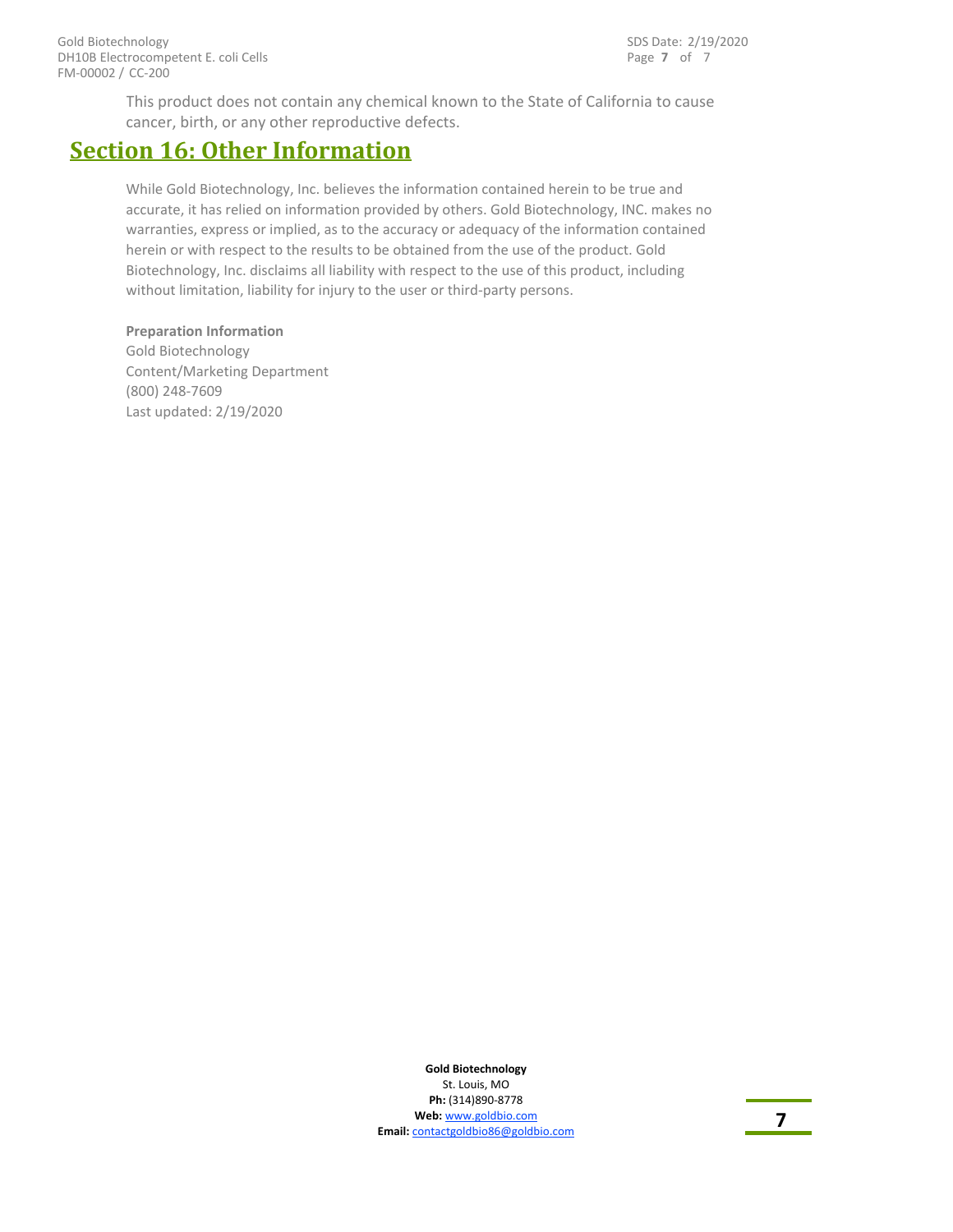This product does not contain any chemical known to the State of California to cause cancer, birth, or any other reproductive defects.

## Section 16: Other Information

While Gold Biotechnology, Inc. believes the information contained herein to be true and accurate, it has relied on information provided by others. Gold Biotechnology, INC. makes no warranties, express or implied, as to the accuracy or adequacy of the information contained herein or with respect to the results to be obtained from the use of the product. Gold Biotechnology, Inc. disclaims all liability with respect to the use of this product, including without limitation, liability for injury to the user or third-party persons.

**Preparation Information**
Gold Biotechnology
Content/Marketing Department
(800) 248-7609
Last updated: 2/19/2020